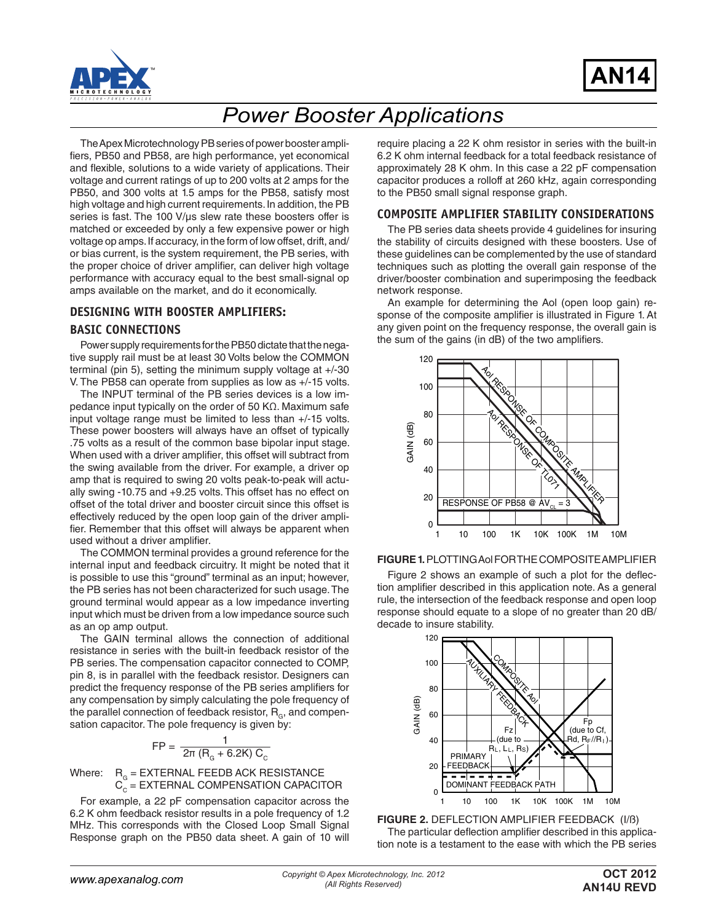# Power Booster Applications

AN14

The Apex Microtechnology PB series of power booster amplifiers, PB50 and PB58, are high performance, yet economical and flexible, solutions to a wide variety of applications. Their voltage and current ratings of up to 200 volts at 2 amps for the PB50, and 300 volts at 1.5 amps for the PB58, satisfy most high voltage and high current requirements. In addition, the PB series is fast. The 100 V/µs slew rate these boosters offer is matched or exceeded by only a few expensive power or high voltage op amps. If accuracy, in the form of low offset, drift, and/or bias current, is the system requirement, the PB series, with the proper choice of driver amplifier, can deliver high voltage performance with accuracy equal to the best small-signal op amps available on the market, and do it economically.

## DESIGNING WITH BOOSTER AMPLIFIERS:

## BASIC CONNECTIONS

Power supply requirements for the PB50 dictate that the negative supply rail must be at least 30 Volts below the COMMON terminal (pin 5), setting the minimum supply voltage at +/-30 V. The PB58 can operate from supplies as low as +/-15 volts.

The INPUT terminal of the PB series devices is a low impedance input typically on the order of 50 KΩ. Maximum safe input voltage range must be limited to less than +/-15 volts. These power boosters will always have an offset of typically .75 volts as a result of the common base bipolar input stage. When used with a driver amplifier, this offset will subtract from the swing available from the driver. For example, a driver op amp that is required to swing 20 volts peak-to-peak will actually swing -10.75 and +9.25 volts. This offset has no effect on offset of the total driver and booster circuit since this offset is effectively reduced by the open loop gain of the driver amplifier. Remember that this offset will always be apparent when used without a driver amplifier.

The COMMON terminal provides a ground reference for the internal input and feedback circuitry. It might be noted that it is possible to use this "ground" terminal as an input; however, the PB series has not been characterized for such usage. The ground terminal would appear as a low impedance inverting input which must be driven from a low impedance source such as an op amp output.

The GAIN terminal allows the connection of additional resistance in series with the built-in feedback resistor of the PB series. The compensation capacitor connected to COMP, pin 8, is in parallel with the feedback resistor. Designers can predict the frequency response of the PB series amplifiers for any compensation by simply calculating the pole frequency of the parallel connection of feedback resistor, $R_G$, and compensation capacitor. The pole frequency is given by:

$$FP = \frac{1}{2\pi\,(R_G + 6.2K)\,C_C}$$

Where: $R_G$ = EXTERNAL FEEDB ACK RESISTANCE
$C_C$ = EXTERNAL COMPENSATION CAPACITOR

For example, a 22 pF compensation capacitor across the 6.2 K ohm feedback resistor results in a pole frequency of 1.2 MHz. This corresponds with the Closed Loop Small Signal Response graph on the PB50 data sheet. A gain of 10 will require placing a 22 K ohm resistor in series with the built-in 6.2 K ohm internal feedback for a total feedback resistance of approximately 28 K ohm. In this case a 22 pF compensation capacitor produces a rolloff at 260 kHz, again corresponding to the PB50 small signal response graph.

## COMPOSITE AMPLIFIER STABILITY CONSIDERATIONS

The PB series data sheets provide 4 guidelines for insuring the stability of circuits designed with these boosters. Use of these guidelines can be complemented by the use of standard techniques such as plotting the overall gain response of the driver/booster combination and superimposing the feedback network response.

An example for determining the Aol (open loop gain) response of the composite amplifier is illustrated in Figure 1. At any given point on the frequency response, the overall gain is the sum of the gains (in dB) of the two amplifiers.

**FIGURE 1.** PLOTTING Aol FOR THE COMPOSITE AMPLIFIER

Figure 2 shows an example of such a plot for the deflection amplifier described in this application note. As a general rule, the intersection of the feedback response and open loop response should equate to a slope of no greater than 20 dB/decade to insure stability.

**FIGURE 2.** DEFLECTION AMPLIFIER FEEDBACK (I/ß)

The particular deflection amplifier described in this application note is a testament to the ease with which the PB series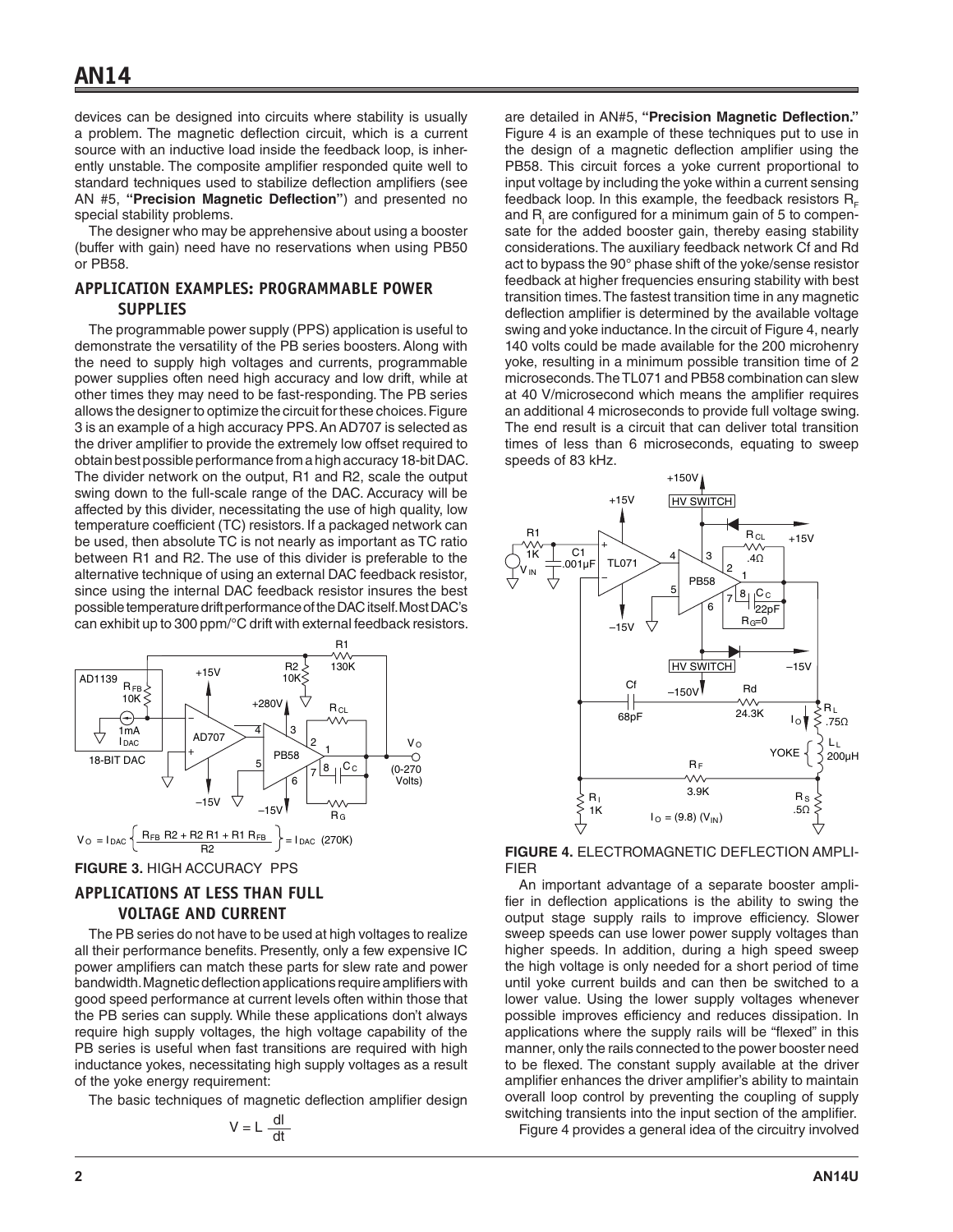devices can be designed into circuits where stability is usually a problem. The magnetic deflection circuit, which is a current source with an inductive load inside the feedback loop, is inherently unstable. The composite amplifier responded quite well to standard techniques used to stabilize deflection amplifiers (see AN #5, **"Precision Magnetic Deflection"**) and presented no special stability problems.

The designer who may be apprehensive about using a booster (buffer with gain) need have no reservations when using PB50 or PB58.

## APPLICATION EXAMPLES: PROGRAMMABLE POWER SUPPLIES

The programmable power supply (PPS) application is useful to demonstrate the versatility of the PB series boosters. Along with the need to supply high voltages and currents, programmable power supplies often need high accuracy and low drift, while at other times they may need to be fast-responding. The PB series allows the designer to optimize the circuit for these choices. Figure 3 is an example of a high accuracy PPS. An AD707 is selected as the driver amplifier to provide the extremely low offset required to obtain best possible performance from a high accuracy 18-bit DAC. The divider network on the output, R1 and R2, scale the output swing down to the full-scale range of the DAC. Accuracy will be affected by this divider, necessitating the use of high quality, low temperature coefficient (TC) resistors. If a packaged network can be used, then absolute TC is not nearly as important as TC ratio between R1 and R2. The use of this divider is preferable to the alternative technique of using an external DAC feedback resistor, since using the internal DAC feedback resistor insures the best possible temperature drift performance of the DAC itself. Most DAC's can exhibit up to 300 ppm/°C drift with external feedback resistors.

$$V_O = I_{DAC}\left\{\frac{R_{FB}\ R2 + R2\ R1 + R1\ R_{FB}}{R2}\right\} = I_{DAC}\ (270K)$$

**FIGURE 3.** HIGH ACCURACY PPS

## APPLICATIONS AT LESS THAN FULL VOLTAGE AND CURRENT

The PB series do not have to be used at high voltages to realize all their performance benefits. Presently, only a few expensive IC power amplifiers can match these parts for slew rate and power bandwidth. Magnetic deflection applications require amplifiers with good speed performance at current levels often within those that the PB series can supply. While these applications don't always require high supply voltages, the high voltage capability of the PB series is useful when fast transitions are required with high inductance yokes, necessitating high supply voltages as a result of the yoke energy requirement:

The basic techniques of magnetic deflection amplifier design

$$V = L\frac{dI}{dt}$$

are detailed in AN#5, **"Precision Magnetic Deflection."** Figure 4 is an example of these techniques put to use in the design of a magnetic deflection amplifier using the PB58. This circuit forces a yoke current proportional to input voltage by including the yoke within a current sensing feedback loop. In this example, the feedback resistors $R_F$ and $R_I$ are configured for a minimum gain of 5 to compensate for the added booster gain, thereby easing stability considerations. The auxiliary feedback network Cf and Rd act to bypass the 90° phase shift of the yoke/sense resistor feedback at higher frequencies ensuring stability with best transition times. The fastest transition time in any magnetic deflection amplifier is determined by the available voltage swing and yoke inductance. In the circuit of Figure 4, nearly 140 volts could be made available for the 200 microhenry yoke, resulting in a minimum possible transition time of 2 microseconds. The TL071 and PB58 combination can slew at 40 V/microsecond which means the amplifier requires an additional 4 microseconds to provide full voltage swing. The end result is a circuit that can deliver total transition times of less than 6 microseconds, equating to sweep speeds of 83 kHz.

$$I_O = (9.8)(V_{IN})$$

**FIGURE 4.** ELECTROMAGNETIC DEFLECTION AMPLIFIER

An important advantage of a separate booster amplifier in deflection applications is the ability to swing the output stage supply rails to improve efficiency. Slower sweep speeds can use lower power supply voltages than higher speeds. In addition, during a high speed sweep the high voltage is only needed for a short period of time until yoke current builds and can then be switched to a lower value. Using the lower supply voltages whenever possible improves efficiency and reduces dissipation. In applications where the supply rails will be "flexed" in this manner, only the rails connected to the power booster need to be flexed. The constant supply available at the driver amplifier enhances the driver amplifier's ability to maintain overall loop control by preventing the coupling of supply switching transients into the input section of the amplifier.

Figure 4 provides a general idea of the circuitry involved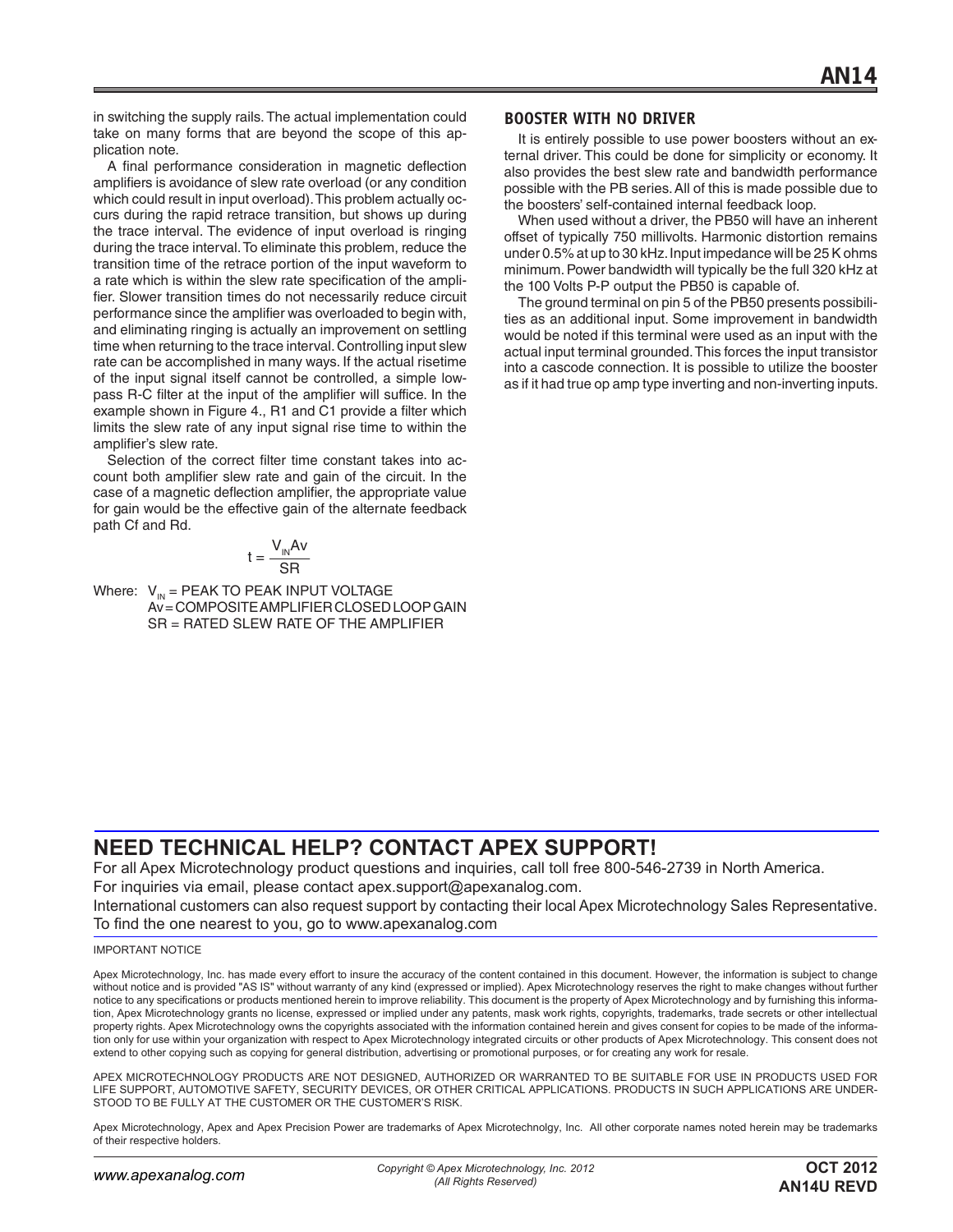in switching the supply rails. The actual implementation could take on many forms that are beyond the scope of this application note.

A final performance consideration in magnetic deflection amplifiers is avoidance of slew rate overload (or any condition which could result in input overload). This problem actually occurs during the rapid retrace transition, but shows up during the trace interval. The evidence of input overload is ringing during the trace interval. To eliminate this problem, reduce the transition time of the retrace portion of the input waveform to a rate which is within the slew rate specification of the amplifier. Slower transition times do not necessarily reduce circuit performance since the amplifier was overloaded to begin with, and eliminating ringing is actually an improvement on settling time when returning to the trace interval. Controlling input slew rate can be accomplished in many ways. If the actual risetime of the input signal itself cannot be controlled, a simple low-pass R-C filter at the input of the amplifier will suffice. In the example shown in Figure 4., R1 and C1 provide a filter which limits the slew rate of any input signal rise time to within the amplifier's slew rate.

Selection of the correct filter time constant takes into account both amplifier slew rate and gain of the circuit. In the case of a magnetic deflection amplifier, the appropriate value for gain would be the effective gain of the alternate feedback path Cf and Rd.

$$t = \frac{V_{IN}Av}{SR}$$

Where: $V_{IN}$ = PEAK TO PEAK INPUT VOLTAGE
Av = COMPOSITE AMPLIFIER CLOSED LOOP GAIN
SR = RATED SLEW RATE OF THE AMPLIFIER

### BOOSTER WITH NO DRIVER

It is entirely possible to use power boosters without an external driver. This could be done for simplicity or economy. It also provides the best slew rate and bandwidth performance possible with the PB series. All of this is made possible due to the boosters' self-contained internal feedback loop.

When used without a driver, the PB50 will have an inherent offset of typically 750 millivolts. Harmonic distortion remains under 0.5% at up to 30 kHz. Input impedance will be 25 K ohms minimum. Power bandwidth will typically be the full 320 kHz at the 100 Volts P-P output the PB50 is capable of.

The ground terminal on pin 5 of the PB50 presents possibilities as an additional input. Some improvement in bandwidth would be noted if this terminal were used as an input with the actual input terminal grounded. This forces the input transistor into a cascode connection. It is possible to utilize the booster as if it had true op amp type inverting and non-inverting inputs.

## NEED TECHNICAL HELP? CONTACT APEX SUPPORT!

For all Apex Microtechnology product questions and inquiries, call toll free 800-546-2739 in North America.
For inquiries via email, please contact apex.support@apexanalog.com.
International customers can also request support by contacting their local Apex Microtechnology Sales Representative. To find the one nearest to you, go to www.apexanalog.com

IMPORTANT NOTICE

Apex Microtechnology, Inc. has made every effort to insure the accuracy of the content contained in this document. However, the information is subject to change without notice and is provided "AS IS" without warranty of any kind (expressed or implied). Apex Microtechnology reserves the right to make changes without further notice to any specifications or products mentioned herein to improve reliability. This document is the property of Apex Microtechnology and by furnishing this information, Apex Microtechnology grants no license, expressed or implied under any patents, mask work rights, copyrights, trademarks, trade secrets or other intellectual property rights. Apex Microtechnology owns the copyrights associated with the information contained herein and gives consent for copies to be made of the information only for use within your organization with respect to Apex Microtechnology integrated circuits or other products of Apex Microtechnology. This consent does not extend to other copying such as copying for general distribution, advertising or promotional purposes, or for creating any work for resale.

APEX MICROTECHNOLOGY PRODUCTS ARE NOT DESIGNED, AUTHORIZED OR WARRANTED TO BE SUITABLE FOR USE IN PRODUCTS USED FOR LIFE SUPPORT, AUTOMOTIVE SAFETY, SECURITY DEVICES, OR OTHER CRITICAL APPLICATIONS. PRODUCTS IN SUCH APPLICATIONS ARE UNDERSTOOD TO BE FULLY AT THE CUSTOMER OR THE CUSTOMER'S RISK.

Apex Microtechnology, Apex and Apex Precision Power are trademarks of Apex Microtechnolgy, Inc. All other corporate names noted herein may be trademarks of their respective holders.

Copyright © Apex Microtechnology, Inc. 2012
(All Rights Reserved)